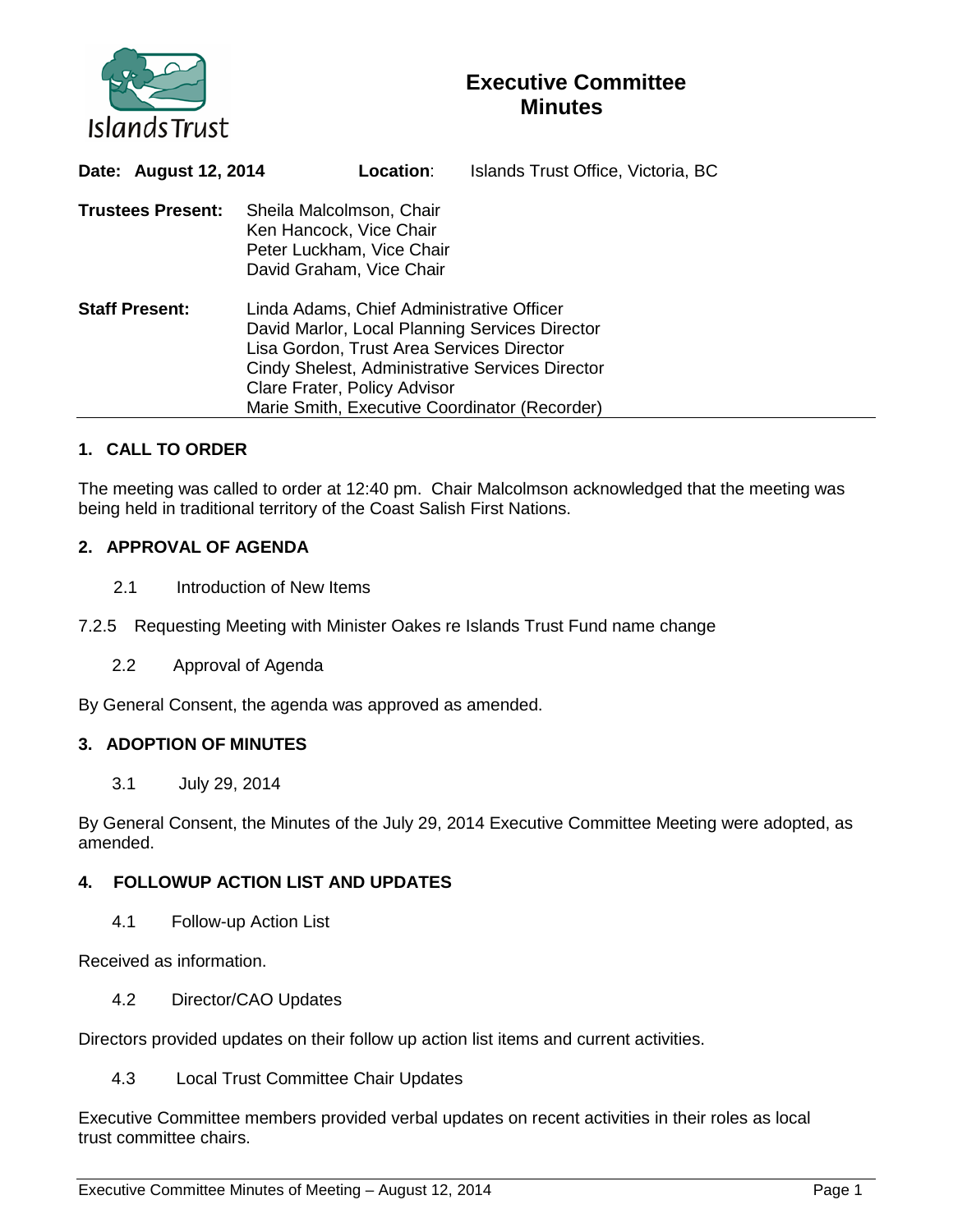Islands Trust

# Executive Committee Minutes

**Date: August 12, 2014** **Location**: Islands Trust Office, Victoria, BC

**Trustees Present:** Sheila Malcolmson, Chair
Ken Hancock, Vice Chair
Peter Luckham, Vice Chair
David Graham, Vice Chair

**Staff Present:** Linda Adams, Chief Administrative Officer
David Marlor, Local Planning Services Director
Lisa Gordon, Trust Area Services Director
Cindy Shelest, Administrative Services Director
Clare Frater, Policy Advisor
Marie Smith, Executive Coordinator (Recorder)

## 1. CALL TO ORDER

The meeting was called to order at 12:40 pm. Chair Malcolmson acknowledged that the meeting was being held in traditional territory of the Coast Salish First Nations.

## 2. APPROVAL OF AGENDA

2.1 Introduction of New Items

7.2.5 Requesting Meeting with Minister Oakes re Islands Trust Fund name change

2.2 Approval of Agenda

By General Consent, the agenda was approved as amended.

## 3. ADOPTION OF MINUTES

3.1 July 29, 2014

By General Consent, the Minutes of the July 29, 2014 Executive Committee Meeting were adopted, as amended.

## 4. FOLLOWUP ACTION LIST AND UPDATES

4.1 Follow-up Action List

Received as information.

4.2 Director/CAO Updates

Directors provided updates on their follow up action list items and current activities.

4.3 Local Trust Committee Chair Updates

Executive Committee members provided verbal updates on recent activities in their roles as local trust committee chairs.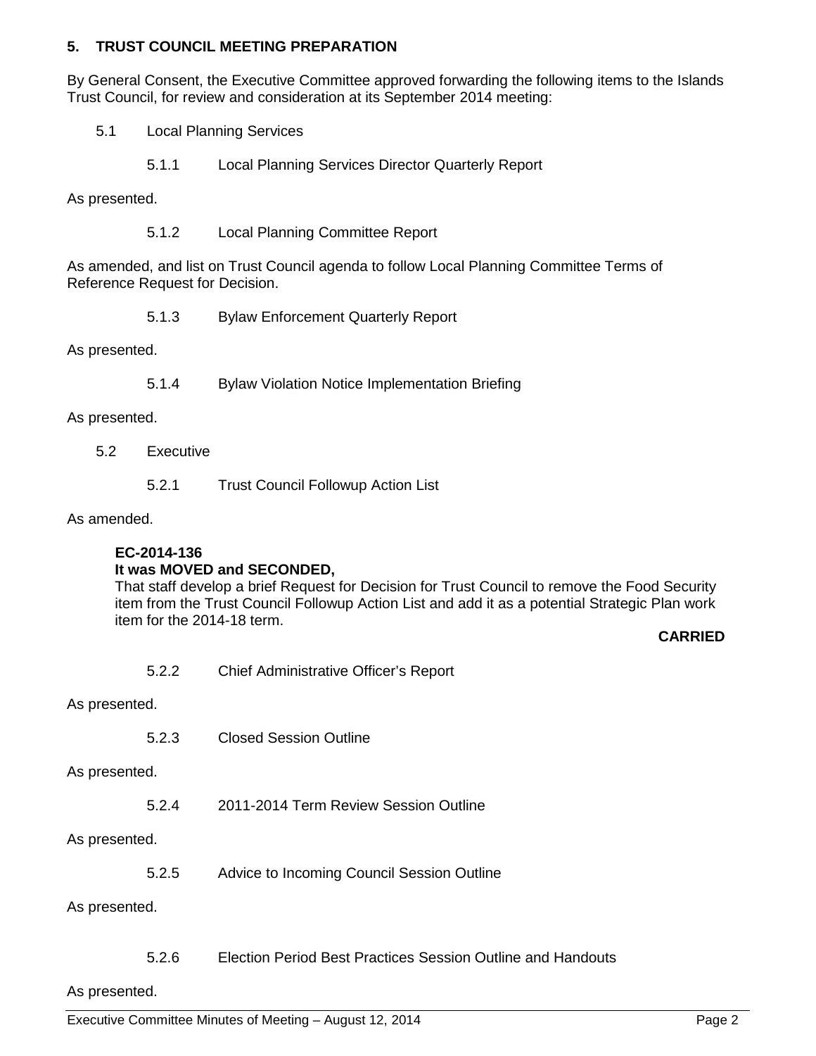## 5. TRUST COUNCIL MEETING PREPARATION

By General Consent, the Executive Committee approved forwarding the following items to the Islands Trust Council, for review and consideration at its September 2014 meeting:

5.1 Local Planning Services

5.1.1 Local Planning Services Director Quarterly Report

As presented.

5.1.2 Local Planning Committee Report

As amended, and list on Trust Council agenda to follow Local Planning Committee Terms of Reference Request for Decision.

5.1.3 Bylaw Enforcement Quarterly Report

As presented.

5.1.4 Bylaw Violation Notice Implementation Briefing

As presented.

5.2 Executive

5.2.1 Trust Council Followup Action List

As amended.

**EC-2014-136**
**It was MOVED and SECONDED,**
That staff develop a brief Request for Decision for Trust Council to remove the Food Security item from the Trust Council Followup Action List and add it as a potential Strategic Plan work item for the 2014-18 term.

**CARRIED**

5.2.2 Chief Administrative Officer's Report

As presented.

5.2.3 Closed Session Outline

As presented.

5.2.4 2011-2014 Term Review Session Outline

As presented.

5.2.5 Advice to Incoming Council Session Outline

As presented.

5.2.6 Election Period Best Practices Session Outline and Handouts

As presented.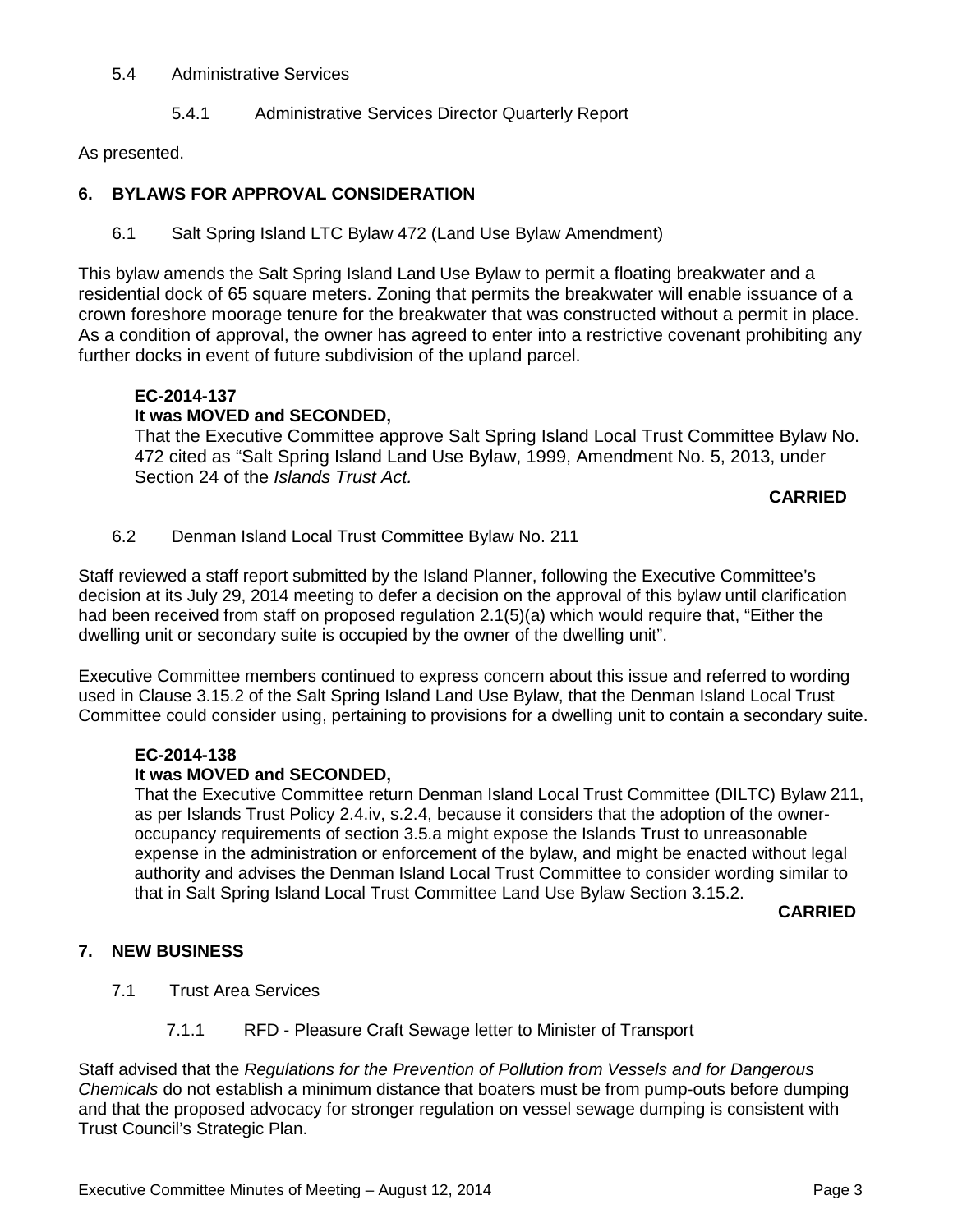5.4 Administrative Services

5.4.1 Administrative Services Director Quarterly Report

As presented.

## 6. BYLAWS FOR APPROVAL CONSIDERATION

6.1 Salt Spring Island LTC Bylaw 472 (Land Use Bylaw Amendment)

This bylaw amends the Salt Spring Island Land Use Bylaw to permit a floating breakwater and a residential dock of 65 square meters. Zoning that permits the breakwater will enable issuance of a crown foreshore moorage tenure for the breakwater that was constructed without a permit in place. As a condition of approval, the owner has agreed to enter into a restrictive covenant prohibiting any further docks in event of future subdivision of the upland parcel.

**EC-2014-137**
**It was MOVED and SECONDED,**
That the Executive Committee approve Salt Spring Island Local Trust Committee Bylaw No. 472 cited as "Salt Spring Island Land Use Bylaw, 1999, Amendment No. 5, 2013, under Section 24 of the *Islands Trust Act.*

**CARRIED**

6.2 Denman Island Local Trust Committee Bylaw No. 211

Staff reviewed a staff report submitted by the Island Planner, following the Executive Committee's decision at its July 29, 2014 meeting to defer a decision on the approval of this bylaw until clarification had been received from staff on proposed regulation 2.1(5)(a) which would require that, "Either the dwelling unit or secondary suite is occupied by the owner of the dwelling unit".

Executive Committee members continued to express concern about this issue and referred to wording used in Clause 3.15.2 of the Salt Spring Island Land Use Bylaw, that the Denman Island Local Trust Committee could consider using, pertaining to provisions for a dwelling unit to contain a secondary suite.

**EC-2014-138**
**It was MOVED and SECONDED,**
That the Executive Committee return Denman Island Local Trust Committee (DILTC) Bylaw 211, as per Islands Trust Policy 2.4.iv, s.2.4, because it considers that the adoption of the owner-occupancy requirements of section 3.5.a might expose the Islands Trust to unreasonable expense in the administration or enforcement of the bylaw, and might be enacted without legal authority and advises the Denman Island Local Trust Committee to consider wording similar to that in Salt Spring Island Local Trust Committee Land Use Bylaw Section 3.15.2.

**CARRIED**

## 7. NEW BUSINESS

7.1 Trust Area Services

7.1.1 RFD - Pleasure Craft Sewage letter to Minister of Transport

Staff advised that the *Regulations for the Prevention of Pollution from Vessels and for Dangerous Chemicals* do not establish a minimum distance that boaters must be from pump-outs before dumping and that the proposed advocacy for stronger regulation on vessel sewage dumping is consistent with Trust Council's Strategic Plan.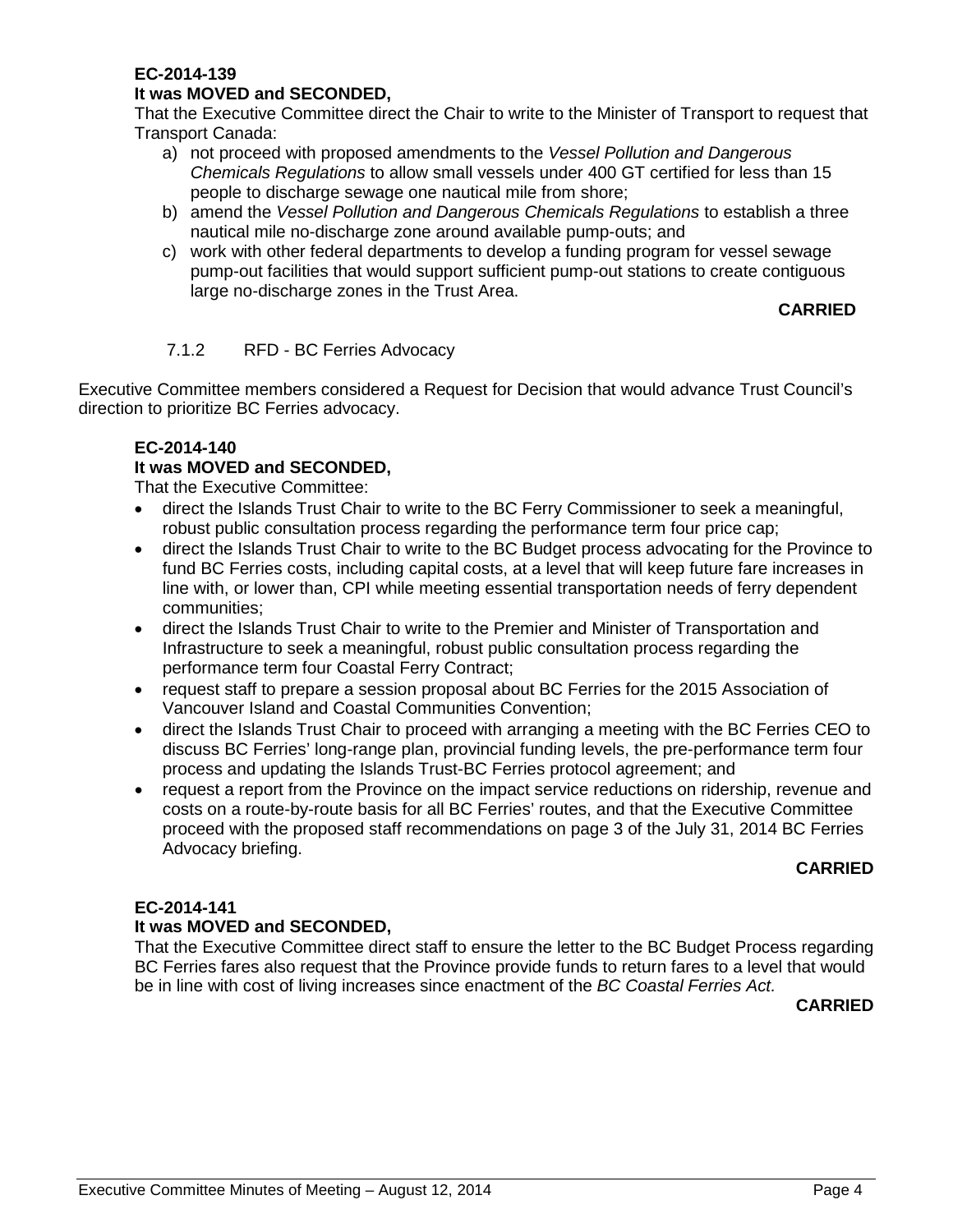**EC-2014-139**
**It was MOVED and SECONDED,**
That the Executive Committee direct the Chair to write to the Minister of Transport to request that Transport Canada:

a) not proceed with proposed amendments to the *Vessel Pollution and Dangerous Chemicals Regulations* to allow small vessels under 400 GT certified for less than 15 people to discharge sewage one nautical mile from shore;
b) amend the *Vessel Pollution and Dangerous Chemicals Regulations* to establish a three nautical mile no-discharge zone around available pump-outs; and
c) work with other federal departments to develop a funding program for vessel sewage pump-out facilities that would support sufficient pump-out stations to create contiguous large no-discharge zones in the Trust Area.

**CARRIED**

7.1.2 RFD - BC Ferries Advocacy

Executive Committee members considered a Request for Decision that would advance Trust Council's direction to prioritize BC Ferries advocacy.

**EC-2014-140**
**It was MOVED and SECONDED,**
That the Executive Committee:

- direct the Islands Trust Chair to write to the BC Ferry Commissioner to seek a meaningful, robust public consultation process regarding the performance term four price cap;
- direct the Islands Trust Chair to write to the BC Budget process advocating for the Province to fund BC Ferries costs, including capital costs, at a level that will keep future fare increases in line with, or lower than, CPI while meeting essential transportation needs of ferry dependent communities;
- direct the Islands Trust Chair to write to the Premier and Minister of Transportation and Infrastructure to seek a meaningful, robust public consultation process regarding the performance term four Coastal Ferry Contract;
- request staff to prepare a session proposal about BC Ferries for the 2015 Association of Vancouver Island and Coastal Communities Convention;
- direct the Islands Trust Chair to proceed with arranging a meeting with the BC Ferries CEO to discuss BC Ferries' long-range plan, provincial funding levels, the pre-performance term four process and updating the Islands Trust-BC Ferries protocol agreement; and
- request a report from the Province on the impact service reductions on ridership, revenue and costs on a route-by-route basis for all BC Ferries' routes, and that the Executive Committee proceed with the proposed staff recommendations on page 3 of the July 31, 2014 BC Ferries Advocacy briefing.

**CARRIED**

**EC-2014-141**
**It was MOVED and SECONDED,**
That the Executive Committee direct staff to ensure the letter to the BC Budget Process regarding BC Ferries fares also request that the Province provide funds to return fares to a level that would be in line with cost of living increases since enactment of the *BC Coastal Ferries Act.*

**CARRIED**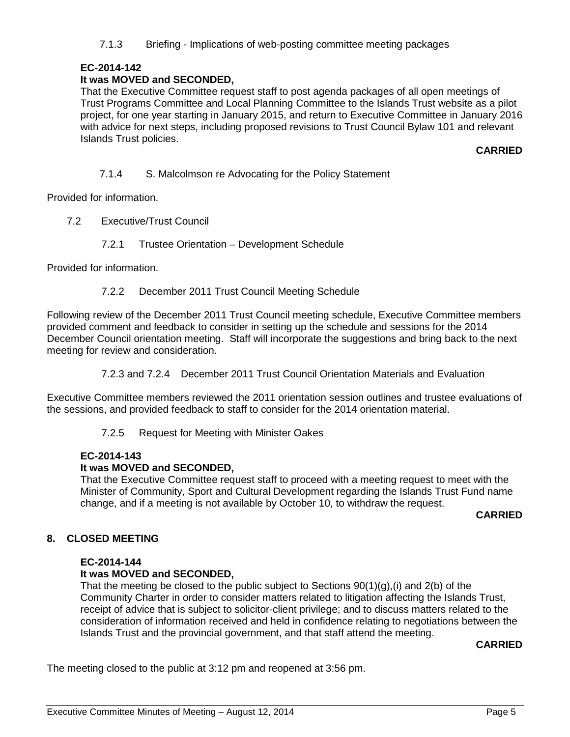7.1.3 Briefing - Implications of web-posting committee meeting packages

**EC-2014-142**
**It was MOVED and SECONDED,**

That the Executive Committee request staff to post agenda packages of all open meetings of Trust Programs Committee and Local Planning Committee to the Islands Trust website as a pilot project, for one year starting in January 2015, and return to Executive Committee in January 2016 with advice for next steps, including proposed revisions to Trust Council Bylaw 101 and relevant Islands Trust policies.

**CARRIED**

7.1.4 S. Malcolmson re Advocating for the Policy Statement

Provided for information.

7.2 Executive/Trust Council

7.2.1 Trustee Orientation – Development Schedule

Provided for information.

7.2.2 December 2011 Trust Council Meeting Schedule

Following review of the December 2011 Trust Council meeting schedule, Executive Committee members provided comment and feedback to consider in setting up the schedule and sessions for the 2014 December Council orientation meeting. Staff will incorporate the suggestions and bring back to the next meeting for review and consideration.

7.2.3 and 7.2.4 December 2011 Trust Council Orientation Materials and Evaluation

Executive Committee members reviewed the 2011 orientation session outlines and trustee evaluations of the sessions, and provided feedback to staff to consider for the 2014 orientation material.

7.2.5 Request for Meeting with Minister Oakes

**EC-2014-143**
**It was MOVED and SECONDED,**

That the Executive Committee request staff to proceed with a meeting request to meet with the Minister of Community, Sport and Cultural Development regarding the Islands Trust Fund name change, and if a meeting is not available by October 10, to withdraw the request.

**CARRIED**

## 8. CLOSED MEETING

**EC-2014-144**
**It was MOVED and SECONDED,**

That the meeting be closed to the public subject to Sections 90(1)(g),(i) and 2(b) of the Community Charter in order to consider matters related to litigation affecting the Islands Trust, receipt of advice that is subject to solicitor-client privilege; and to discuss matters related to the consideration of information received and held in confidence relating to negotiations between the Islands Trust and the provincial government, and that staff attend the meeting.

**CARRIED**

The meeting closed to the public at 3:12 pm and reopened at 3:56 pm.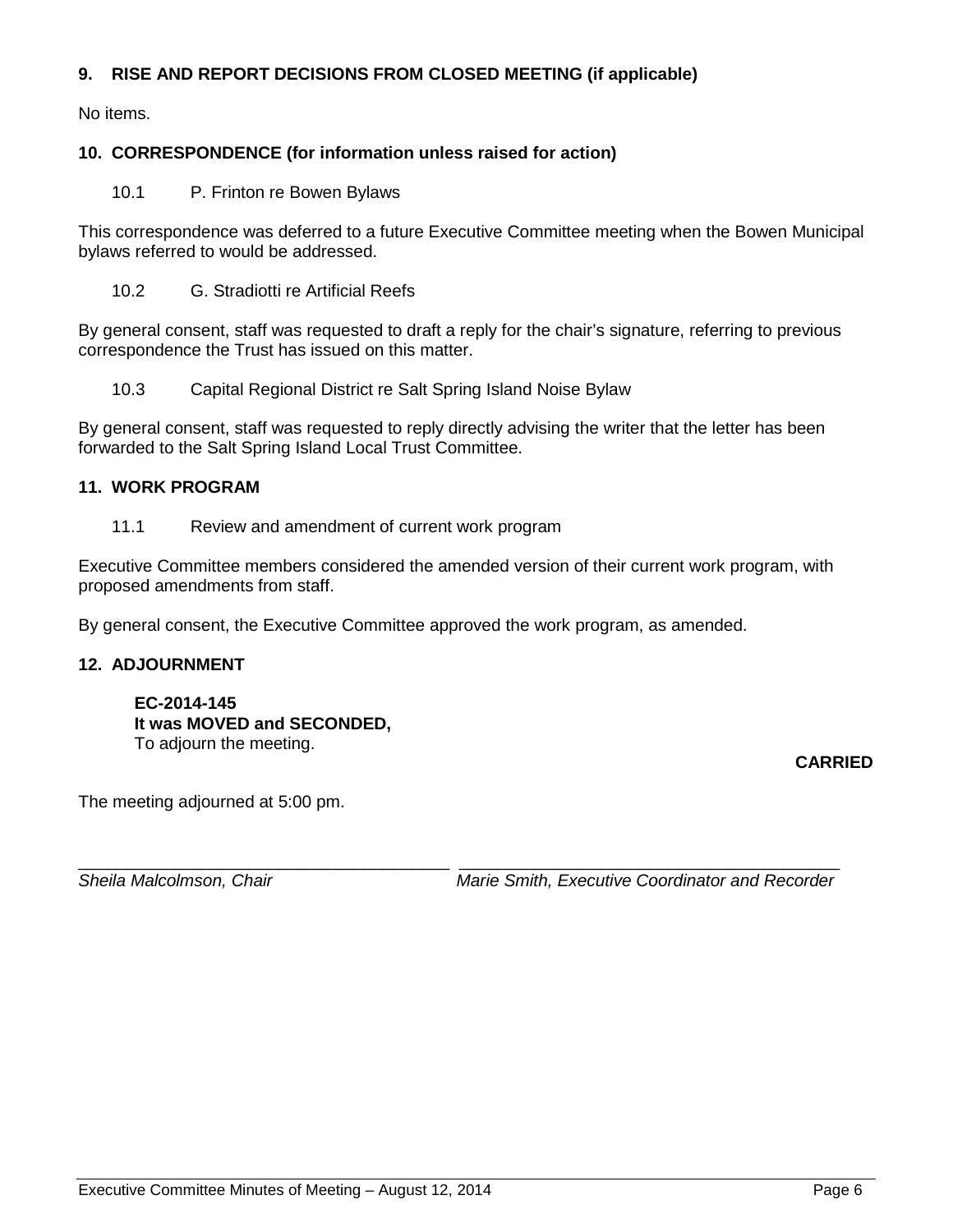**9. RISE AND REPORT DECISIONS FROM CLOSED MEETING (if applicable)**

No items.

**10. CORRESPONDENCE (for information unless raised for action)**

10.1 P. Frinton re Bowen Bylaws

This correspondence was deferred to a future Executive Committee meeting when the Bowen Municipal bylaws referred to would be addressed.

10.2 G. Stradiotti re Artificial Reefs

By general consent, staff was requested to draft a reply for the chair's signature, referring to previous correspondence the Trust has issued on this matter.

10.3 Capital Regional District re Salt Spring Island Noise Bylaw

By general consent, staff was requested to reply directly advising the writer that the letter has been forwarded to the Salt Spring Island Local Trust Committee.

**11. WORK PROGRAM**

11.1 Review and amendment of current work program

Executive Committee members considered the amended version of their current work program, with proposed amendments from staff.

By general consent, the Executive Committee approved the work program, as amended.

**12. ADJOURNMENT**

**EC-2014-145**
**It was MOVED and SECONDED,**
To adjourn the meeting.

**CARRIED**

The meeting adjourned at 5:00 pm.

_______________________________________ _______________________________________

*Sheila Malcolmson, Chair* *Marie Smith, Executive Coordinator and Recorder*